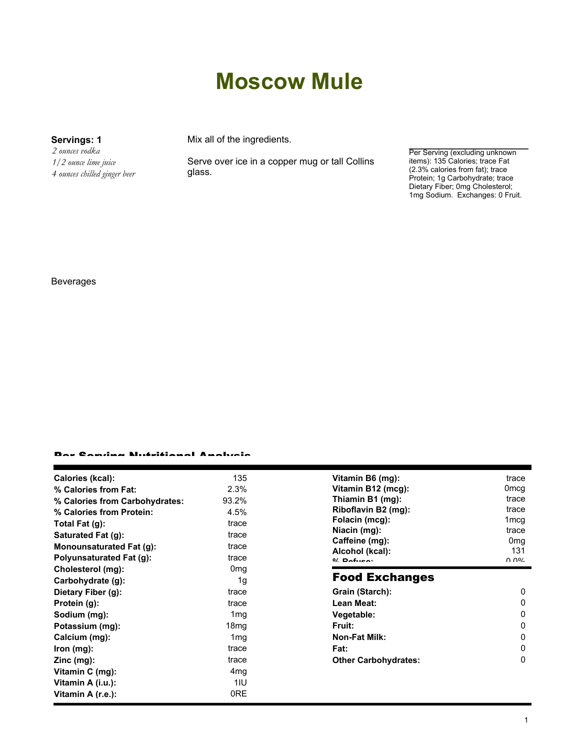# Moscow Mule

**Servings: 1**

*2 ounces vodka*
*1/2 ounce lime juice*
*4 ounces chilled ginger beer*

Mix all of the ingredients.

Serve over ice in a copper mug or tall Collins glass.

Per Serving (excluding unknown items): 135 Calories; trace Fat (2.3% calories from fat); trace Protein; 1g Carbohydrate; trace Dietary Fiber; 0mg Cholesterol; 1mg Sodium. Exchanges: 0 Fruit.

Beverages

## Per Serving Nutritional Analysis

| | |
|---|---|
| **Calories (kcal):** | 135 |
| **% Calories from Fat:** | 2.3% |
| **% Calories from Carbohydrates:** | 93.2% |
| **% Calories from Protein:** | 4.5% |
| **Total Fat (g):** | trace |
| **Saturated Fat (g):** | trace |
| **Monounsaturated Fat (g):** | trace |
| **Polyunsaturated Fat (g):** | trace |
| **Cholesterol (mg):** | 0mg |
| **Carbohydrate (g):** | 1g |
| **Dietary Fiber (g):** | trace |
| **Protein (g):** | trace |
| **Sodium (mg):** | 1mg |
| **Potassium (mg):** | 18mg |
| **Calcium (mg):** | 1mg |
| **Iron (mg):** | trace |
| **Zinc (mg):** | trace |
| **Vitamin C (mg):** | 4mg |
| **Vitamin A (i.u.):** | 1IU |
| **Vitamin A (r.e.):** | 0RE |
| **Vitamin B6 (mg):** | trace |
| **Vitamin B12 (mcg):** | 0mcg |
| **Thiamin B1 (mg):** | trace |
| **Riboflavin B2 (mg):** | trace |
| **Folacin (mcg):** | 1mcg |
| **Niacin (mg):** | trace |
| **Caffeine (mg):** | 0mg |
| **Alcohol (kcal):** | 131 |
| **% Refuse:** | 0.0% |

## Food Exchanges

| | |
|---|---|
| **Grain (Starch):** | 0 |
| **Lean Meat:** | 0 |
| **Vegetable:** | 0 |
| **Fruit:** | 0 |
| **Non-Fat Milk:** | 0 |
| **Fat:** | 0 |
| **Other Carbohydrates:** | 0 |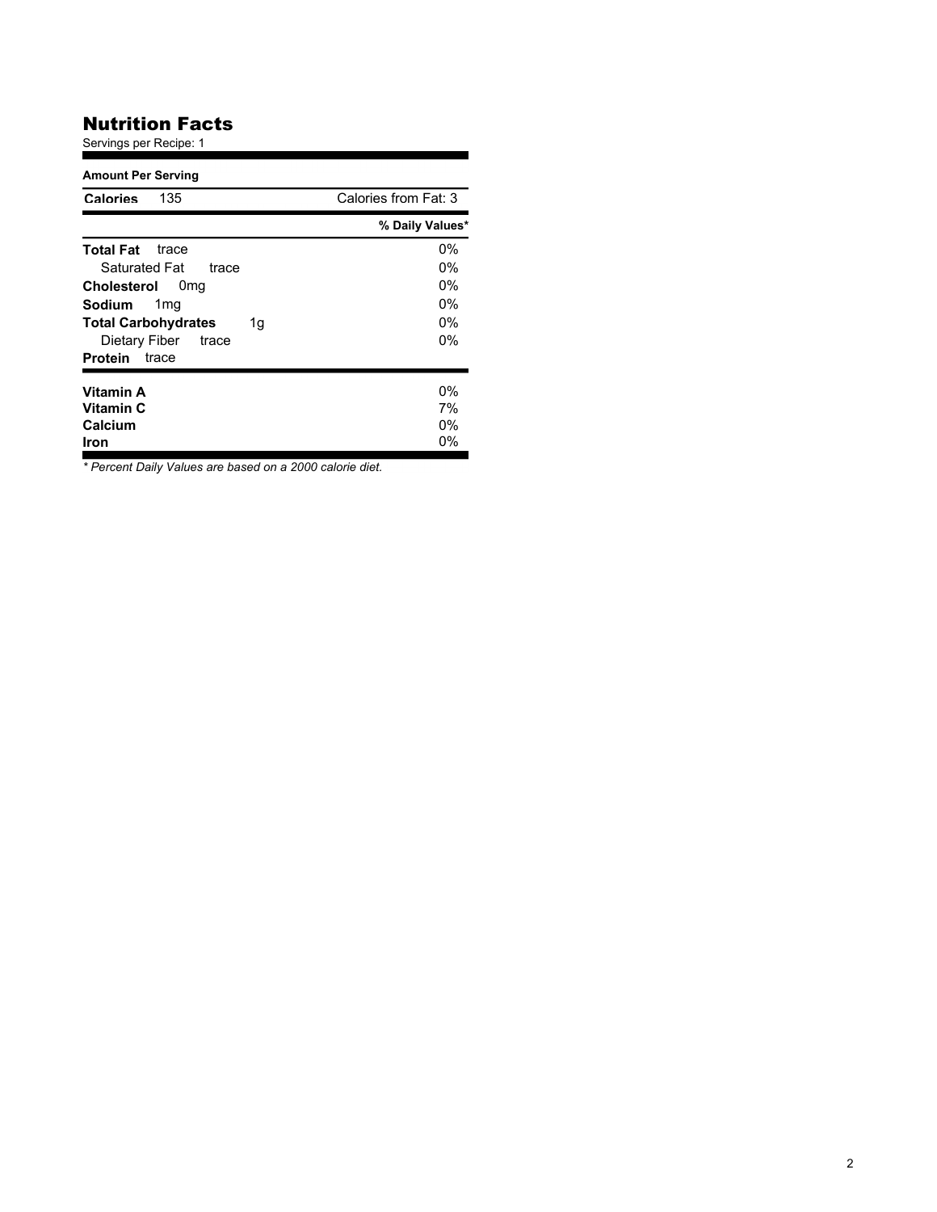## Nutrition Facts

Servings per Recipe: 1

**Amount Per Serving**

| | |
|---|---|
| **Calories** 135 | Calories from Fat: 3 |
| | **% Daily Values*** |
| **Total Fat** trace | 0% |
| Saturated Fat trace | 0% |
| **Cholesterol** 0mg | 0% |
| **Sodium** 1mg | 0% |
| **Total Carbohydrates** 1g | 0% |
| Dietary Fiber trace | 0% |
| **Protein** trace | |
| **Vitamin A** | 0% |
| **Vitamin C** | 7% |
| **Calcium** | 0% |
| **Iron** | 0% |

*\* Percent Daily Values are based on a 2000 calorie diet.*